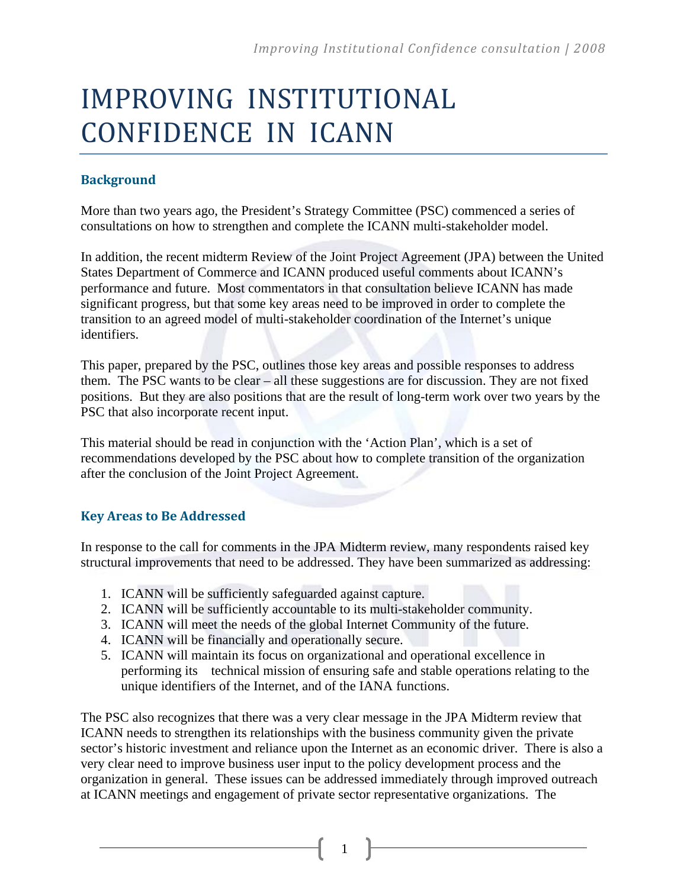# IMPROVING INSTITUTIONAL CONFIDENCE IN ICANN

## Background

More than two years ago, the President's Strategy Committee (PSC) commenced a series of consultations on how to strengthen and complete the ICANN multi-stakeholder model.

In addition, the recent midterm Review of the Joint Project Agreement (JPA) between the United States Department of Commerce and ICANN produced useful comments about ICANN's performance and future. Most commentators in that consultation believe ICANN has made significant progress, but that some key areas need to be improved in order to complete the transition to an agreed model of multi-stakeholder coordination of the Internet's unique identifiers.

This paper, prepared by the PSC, outlines those key areas and possible responses to address them. The PSC wants to be clear – all these suggestions are for discussion. They are not fixed positions. But they are also positions that are the result of long-term work over two years by the PSC that also incorporate recent input.

This material should be read in conjunction with the 'Action Plan', which is a set of recommendations developed by the PSC about how to complete transition of the organization after the conclusion of the Joint Project Agreement.

## Key Areas to Be Addressed

In response to the call for comments in the JPA Midterm review, many respondents raised key structural improvements that need to be addressed. They have been summarized as addressing:

1. ICANN will be sufficiently safeguarded against capture.
2. ICANN will be sufficiently accountable to its multi-stakeholder community.
3. ICANN will meet the needs of the global Internet Community of the future.
4. ICANN will be financially and operationally secure.
5. ICANN will maintain its focus on organizational and operational excellence in performing its technical mission of ensuring safe and stable operations relating to the unique identifiers of the Internet, and of the IANA functions.

The PSC also recognizes that there was a very clear message in the JPA Midterm review that ICANN needs to strengthen its relationships with the business community given the private sector's historic investment and reliance upon the Internet as an economic driver. There is also a very clear need to improve business user input to the policy development process and the organization in general. These issues can be addressed immediately through improved outreach at ICANN meetings and engagement of private sector representative organizations. The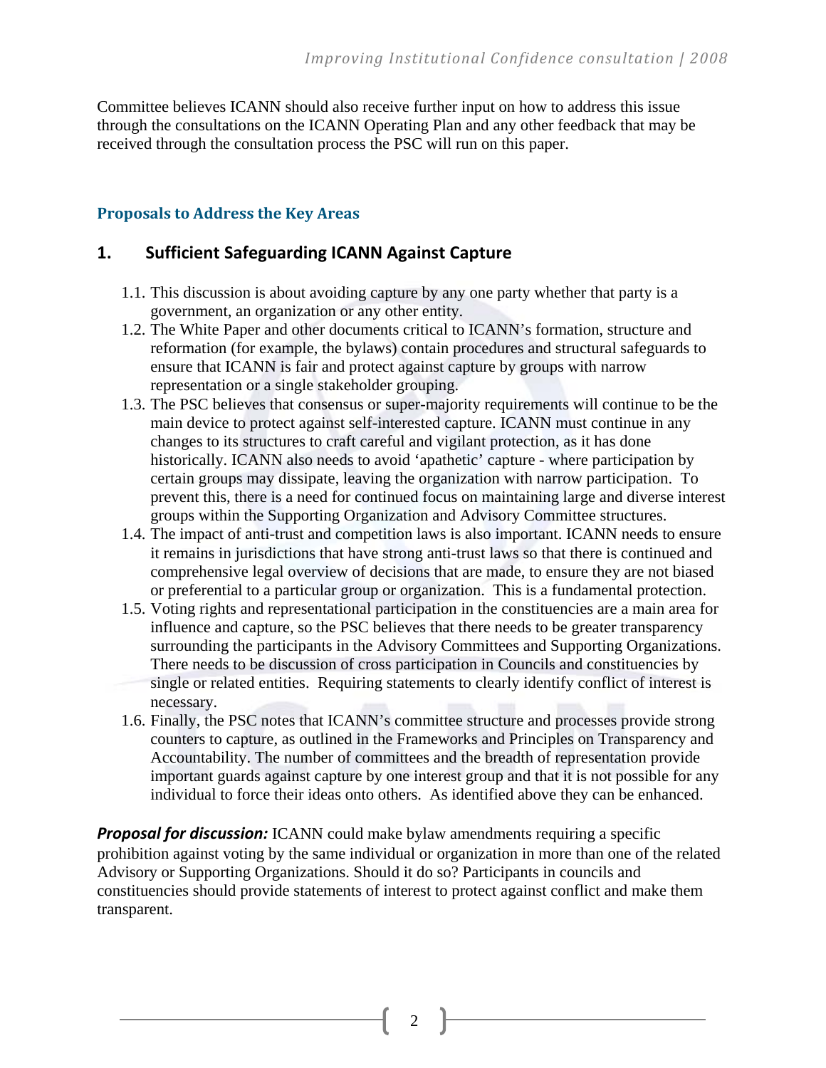Committee believes ICANN should also receive further input on how to address this issue through the consultations on the ICANN Operating Plan and any other feedback that may be received through the consultation process the PSC will run on this paper.

## Proposals to Address the Key Areas

### 1. Sufficient Safeguarding ICANN Against Capture

1.1. This discussion is about avoiding capture by any one party whether that party is a government, an organization or any other entity.

1.2. The White Paper and other documents critical to ICANN's formation, structure and reformation (for example, the bylaws) contain procedures and structural safeguards to ensure that ICANN is fair and protect against capture by groups with narrow representation or a single stakeholder grouping.

1.3. The PSC believes that consensus or super-majority requirements will continue to be the main device to protect against self-interested capture. ICANN must continue in any changes to its structures to craft careful and vigilant protection, as it has done historically. ICANN also needs to avoid 'apathetic' capture - where participation by certain groups may dissipate, leaving the organization with narrow participation. To prevent this, there is a need for continued focus on maintaining large and diverse interest groups within the Supporting Organization and Advisory Committee structures.

1.4. The impact of anti-trust and competition laws is also important. ICANN needs to ensure it remains in jurisdictions that have strong anti-trust laws so that there is continued and comprehensive legal overview of decisions that are made, to ensure they are not biased or preferential to a particular group or organization. This is a fundamental protection.

1.5. Voting rights and representational participation in the constituencies are a main area for influence and capture, so the PSC believes that there needs to be greater transparency surrounding the participants in the Advisory Committees and Supporting Organizations. There needs to be discussion of cross participation in Councils and constituencies by single or related entities. Requiring statements to clearly identify conflict of interest is necessary.

1.6. Finally, the PSC notes that ICANN's committee structure and processes provide strong counters to capture, as outlined in the Frameworks and Principles on Transparency and Accountability. The number of committees and the breadth of representation provide important guards against capture by one interest group and that it is not possible for any individual to force their ideas onto others. As identified above they can be enhanced.

***Proposal for discussion:*** ICANN could make bylaw amendments requiring a specific prohibition against voting by the same individual or organization in more than one of the related Advisory or Supporting Organizations. Should it do so? Participants in councils and constituencies should provide statements of interest to protect against conflict and make them transparent.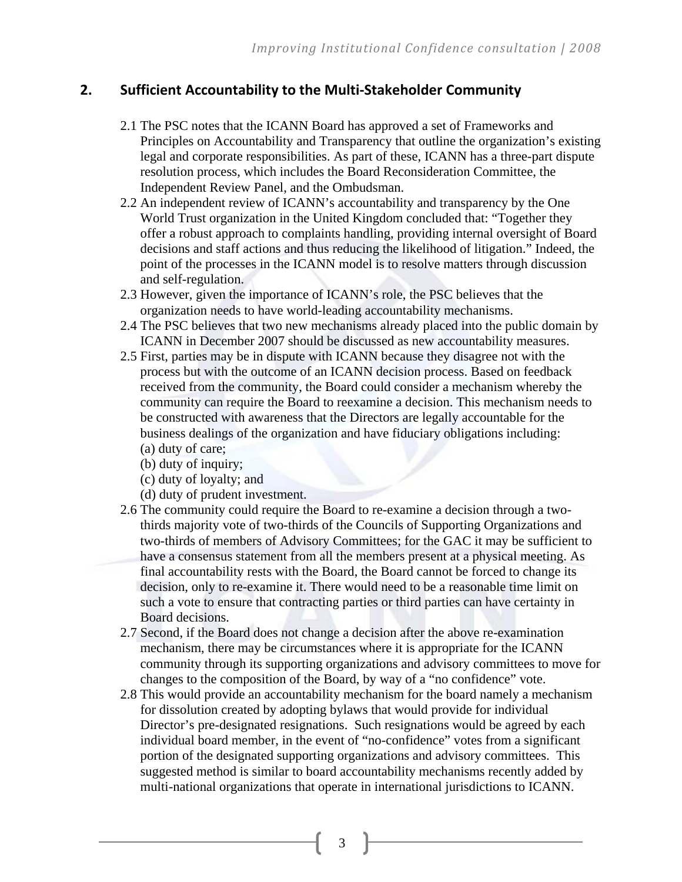## 2. Sufficient Accountability to the Multi-Stakeholder Community

2.1 The PSC notes that the ICANN Board has approved a set of Frameworks and Principles on Accountability and Transparency that outline the organization's existing legal and corporate responsibilities. As part of these, ICANN has a three-part dispute resolution process, which includes the Board Reconsideration Committee, the Independent Review Panel, and the Ombudsman.

2.2 An independent review of ICANN's accountability and transparency by the One World Trust organization in the United Kingdom concluded that: "Together they offer a robust approach to complaints handling, providing internal oversight of Board decisions and staff actions and thus reducing the likelihood of litigation." Indeed, the point of the processes in the ICANN model is to resolve matters through discussion and self-regulation.

2.3 However, given the importance of ICANN's role, the PSC believes that the organization needs to have world-leading accountability mechanisms.

2.4 The PSC believes that two new mechanisms already placed into the public domain by ICANN in December 2007 should be discussed as new accountability measures.

2.5 First, parties may be in dispute with ICANN because they disagree not with the process but with the outcome of an ICANN decision process. Based on feedback received from the community, the Board could consider a mechanism whereby the community can require the Board to reexamine a decision. This mechanism needs to be constructed with awareness that the Directors are legally accountable for the business dealings of the organization and have fiduciary obligations including:
(a) duty of care;
(b) duty of inquiry;
(c) duty of loyalty; and
(d) duty of prudent investment.

2.6 The community could require the Board to re-examine a decision through a two-thirds majority vote of two-thirds of the Councils of Supporting Organizations and two-thirds of members of Advisory Committees; for the GAC it may be sufficient to have a consensus statement from all the members present at a physical meeting. As final accountability rests with the Board, the Board cannot be forced to change its decision, only to re-examine it. There would need to be a reasonable time limit on such a vote to ensure that contracting parties or third parties can have certainty in Board decisions.

2.7 Second, if the Board does not change a decision after the above re-examination mechanism, there may be circumstances where it is appropriate for the ICANN community through its supporting organizations and advisory committees to move for changes to the composition of the Board, by way of a "no confidence" vote.

2.8 This would provide an accountability mechanism for the board namely a mechanism for dissolution created by adopting bylaws that would provide for individual Director's pre-designated resignations. Such resignations would be agreed by each individual board member, in the event of "no-confidence" votes from a significant portion of the designated supporting organizations and advisory committees. This suggested method is similar to board accountability mechanisms recently added by multi-national organizations that operate in international jurisdictions to ICANN.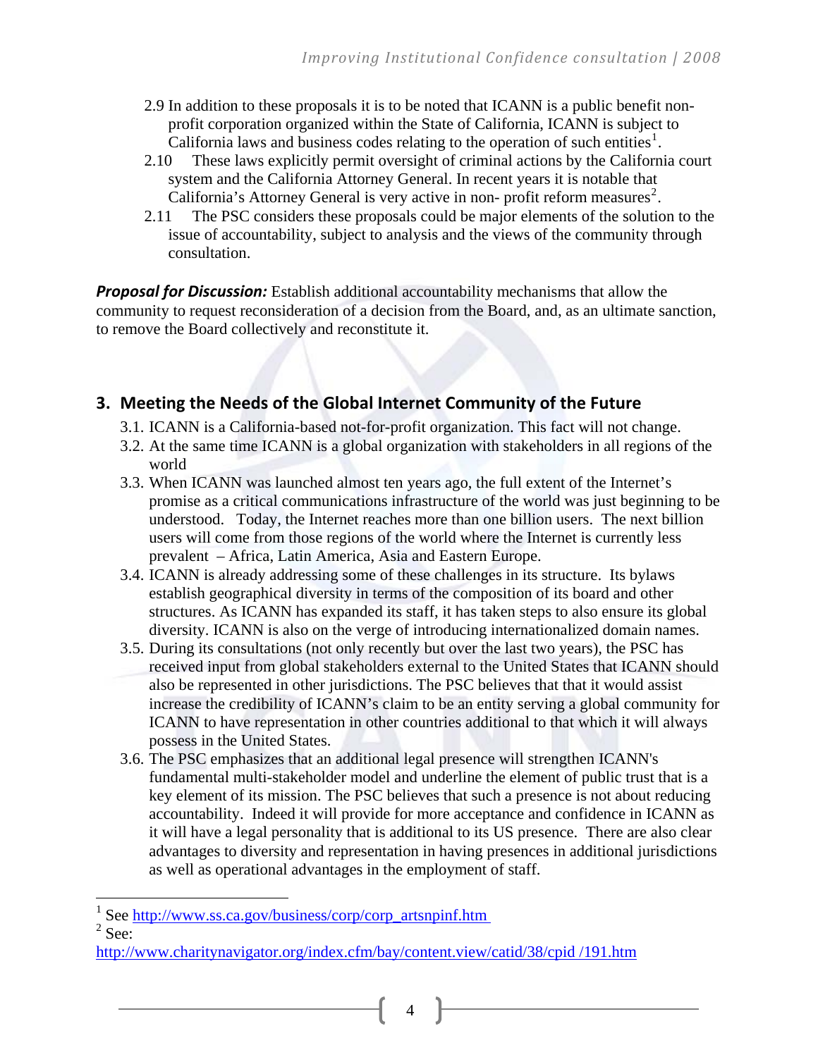2.9 In addition to these proposals it is to be noted that ICANN is a public benefit non-profit corporation organized within the State of California, ICANN is subject to California laws and business codes relating to the operation of such entities[1].

2.10 These laws explicitly permit oversight of criminal actions by the California court system and the California Attorney General. In recent years it is notable that California's Attorney General is very active in non- profit reform measures[2].

2.11 The PSC considers these proposals could be major elements of the solution to the issue of accountability, subject to analysis and the views of the community through consultation.

***Proposal for Discussion:*** Establish additional accountability mechanisms that allow the community to request reconsideration of a decision from the Board, and, as an ultimate sanction, to remove the Board collectively and reconstitute it.

## 3. Meeting the Needs of the Global Internet Community of the Future

3.1. ICANN is a California-based not-for-profit organization. This fact will not change.

3.2. At the same time ICANN is a global organization with stakeholders in all regions of the world

3.3. When ICANN was launched almost ten years ago, the full extent of the Internet's promise as a critical communications infrastructure of the world was just beginning to be understood. Today, the Internet reaches more than one billion users. The next billion users will come from those regions of the world where the Internet is currently less prevalent – Africa, Latin America, Asia and Eastern Europe.

3.4. ICANN is already addressing some of these challenges in its structure. Its bylaws establish geographical diversity in terms of the composition of its board and other structures. As ICANN has expanded its staff, it has taken steps to also ensure its global diversity. ICANN is also on the verge of introducing internationalized domain names.

3.5. During its consultations (not only recently but over the last two years), the PSC has received input from global stakeholders external to the United States that ICANN should also be represented in other jurisdictions. The PSC believes that that it would assist increase the credibility of ICANN's claim to be an entity serving a global community for ICANN to have representation in other countries additional to that which it will always possess in the United States.

3.6. The PSC emphasizes that an additional legal presence will strengthen ICANN's fundamental multi-stakeholder model and underline the element of public trust that is a key element of its mission. The PSC believes that such a presence is not about reducing accountability. Indeed it will provide for more acceptance and confidence in ICANN as it will have a legal personality that is additional to its US presence. There are also clear advantages to diversity and representation in having presences in additional jurisdictions as well as operational advantages in the employment of staff.

---

[1] See http://www.ss.ca.gov/business/corp/corp_artsnpinf.htm

[2] See: http://www.charitynavigator.org/index.cfm/bay/content.view/catid/38/cpid /191.htm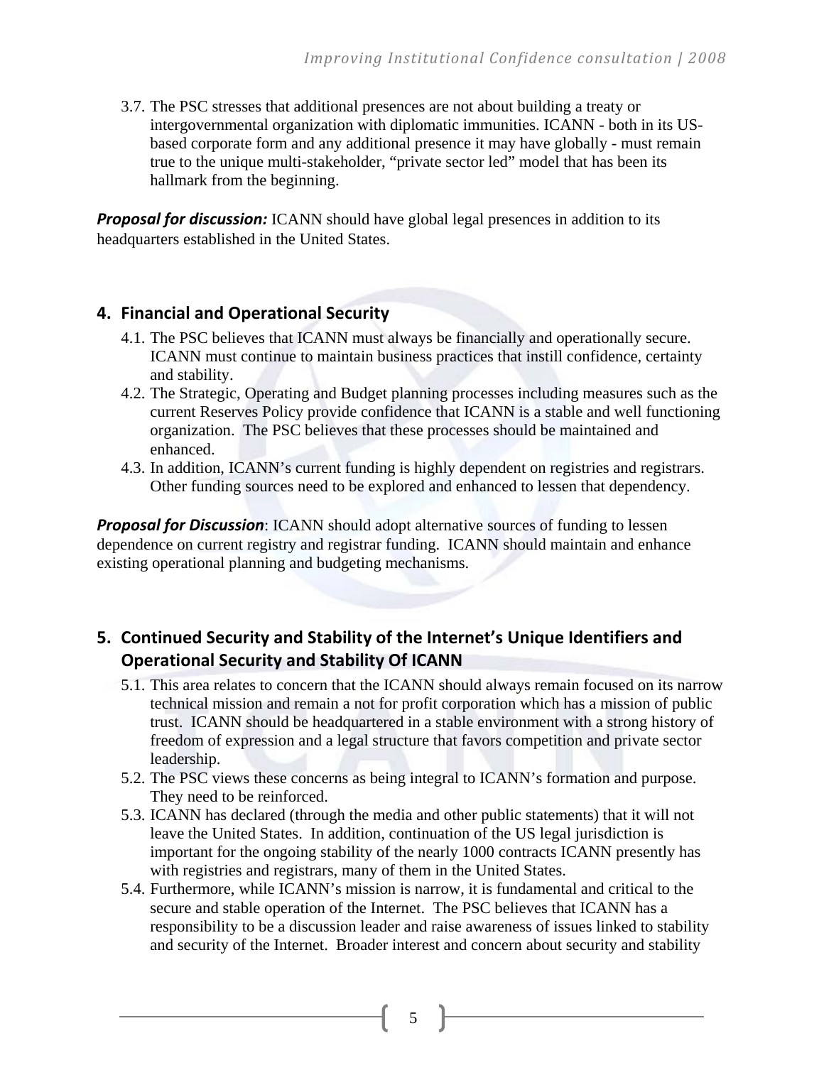3.7. The PSC stresses that additional presences are not about building a treaty or intergovernmental organization with diplomatic immunities. ICANN - both in its US-based corporate form and any additional presence it may have globally - must remain true to the unique multi-stakeholder, "private sector led" model that has been its hallmark from the beginning.

***Proposal for discussion:*** ICANN should have global legal presences in addition to its headquarters established in the United States.

## 4. Financial and Operational Security

4.1. The PSC believes that ICANN must always be financially and operationally secure. ICANN must continue to maintain business practices that instill confidence, certainty and stability.

4.2. The Strategic, Operating and Budget planning processes including measures such as the current Reserves Policy provide confidence that ICANN is a stable and well functioning organization. The PSC believes that these processes should be maintained and enhanced.

4.3. In addition, ICANN's current funding is highly dependent on registries and registrars. Other funding sources need to be explored and enhanced to lessen that dependency.

***Proposal for Discussion***: ICANN should adopt alternative sources of funding to lessen dependence on current registry and registrar funding. ICANN should maintain and enhance existing operational planning and budgeting mechanisms.

## 5. Continued Security and Stability of the Internet's Unique Identifiers and Operational Security and Stability Of ICANN

5.1. This area relates to concern that the ICANN should always remain focused on its narrow technical mission and remain a not for profit corporation which has a mission of public trust. ICANN should be headquartered in a stable environment with a strong history of freedom of expression and a legal structure that favors competition and private sector leadership.

5.2. The PSC views these concerns as being integral to ICANN's formation and purpose. They need to be reinforced.

5.3. ICANN has declared (through the media and other public statements) that it will not leave the United States. In addition, continuation of the US legal jurisdiction is important for the ongoing stability of the nearly 1000 contracts ICANN presently has with registries and registrars, many of them in the United States.

5.4. Furthermore, while ICANN's mission is narrow, it is fundamental and critical to the secure and stable operation of the Internet. The PSC believes that ICANN has a responsibility to be a discussion leader and raise awareness of issues linked to stability and security of the Internet. Broader interest and concern about security and stability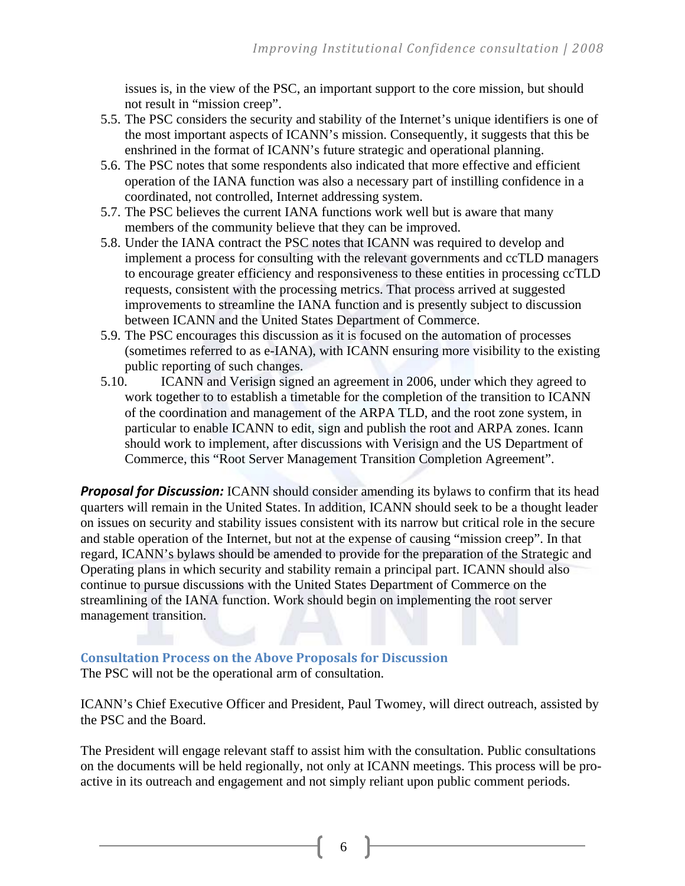issues is, in the view of the PSC, an important support to the core mission, but should not result in "mission creep".

5.5. The PSC considers the security and stability of the Internet's unique identifiers is one of the most important aspects of ICANN's mission. Consequently, it suggests that this be enshrined in the format of ICANN's future strategic and operational planning.

5.6. The PSC notes that some respondents also indicated that more effective and efficient operation of the IANA function was also a necessary part of instilling confidence in a coordinated, not controlled, Internet addressing system.

5.7. The PSC believes the current IANA functions work well but is aware that many members of the community believe that they can be improved.

5.8. Under the IANA contract the PSC notes that ICANN was required to develop and implement a process for consulting with the relevant governments and ccTLD managers to encourage greater efficiency and responsiveness to these entities in processing ccTLD requests, consistent with the processing metrics. That process arrived at suggested improvements to streamline the IANA function and is presently subject to discussion between ICANN and the United States Department of Commerce.

5.9. The PSC encourages this discussion as it is focused on the automation of processes (sometimes referred to as e-IANA), with ICANN ensuring more visibility to the existing public reporting of such changes.

5.10. ICANN and Verisign signed an agreement in 2006, under which they agreed to work together to to establish a timetable for the completion of the transition to ICANN of the coordination and management of the ARPA TLD, and the root zone system, in particular to enable ICANN to edit, sign and publish the root and ARPA zones. Icann should work to implement, after discussions with Verisign and the US Department of Commerce, this "Root Server Management Transition Completion Agreement".

***Proposal for Discussion:*** ICANN should consider amending its bylaws to confirm that its head quarters will remain in the United States. In addition, ICANN should seek to be a thought leader on issues on security and stability issues consistent with its narrow but critical role in the secure and stable operation of the Internet, but not at the expense of causing "mission creep". In that regard, ICANN's bylaws should be amended to provide for the preparation of the Strategic and Operating plans in which security and stability remain a principal part. ICANN should also continue to pursue discussions with the United States Department of Commerce on the streamlining of the IANA function. Work should begin on implementing the root server management transition.

## Consultation Process on the Above Proposals for Discussion

The PSC will not be the operational arm of consultation.

ICANN's Chief Executive Officer and President, Paul Twomey, will direct outreach, assisted by the PSC and the Board.

The President will engage relevant staff to assist him with the consultation. Public consultations on the documents will be held regionally, not only at ICANN meetings. This process will be pro-active in its outreach and engagement and not simply reliant upon public comment periods.